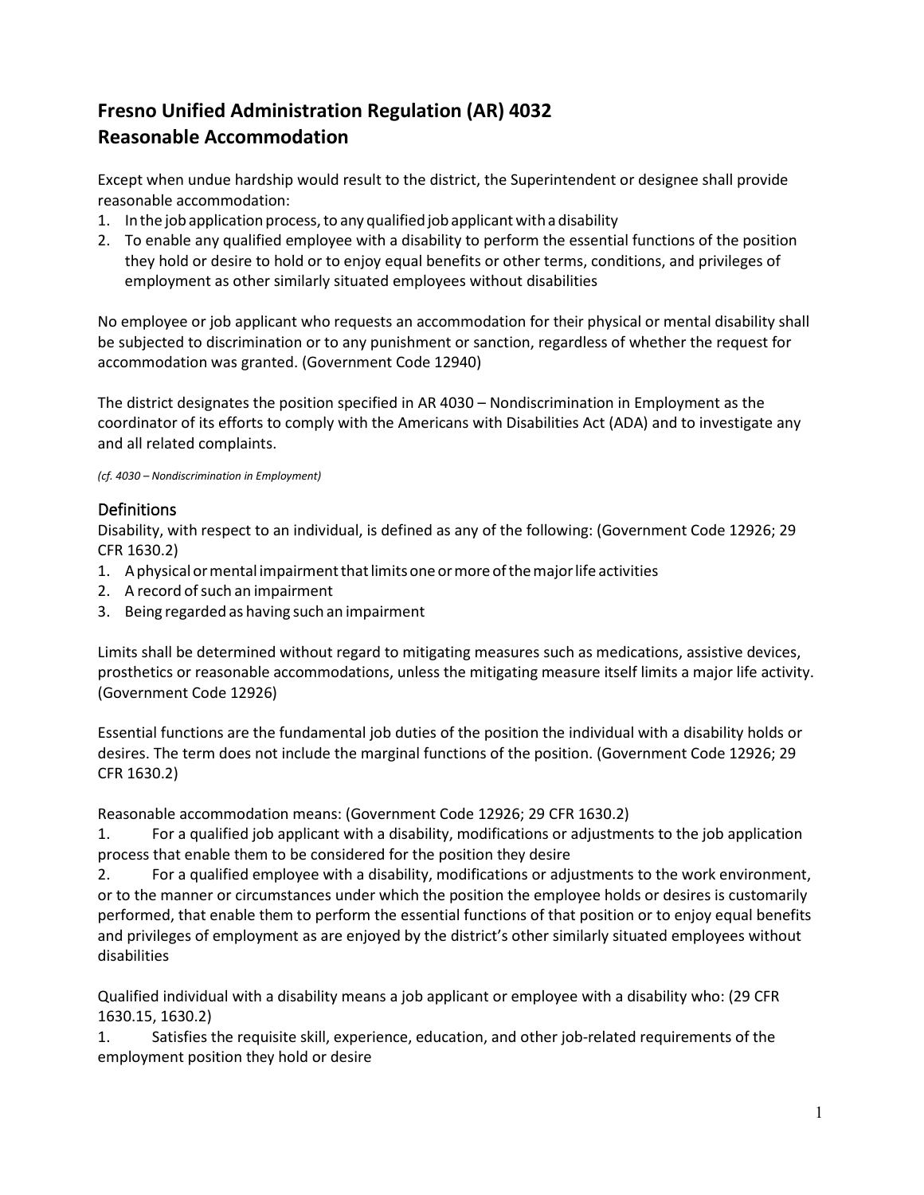# Fresno Unified Administration Regulation (AR) 4032
# Reasonable Accommodation

Except when undue hardship would result to the district, the Superintendent or designee shall provide reasonable accommodation:

1. In the job application process, to any qualified job applicant with a disability
2. To enable any qualified employee with a disability to perform the essential functions of the position they hold or desire to hold or to enjoy equal benefits or other terms, conditions, and privileges of employment as other similarly situated employees without disabilities

No employee or job applicant who requests an accommodation for their physical or mental disability shall be subjected to discrimination or to any punishment or sanction, regardless of whether the request for accommodation was granted. (Government Code 12940)

The district designates the position specified in AR 4030 – Nondiscrimination in Employment as the coordinator of its efforts to comply with the Americans with Disabilities Act (ADA) and to investigate any and all related complaints.

*(cf. 4030 – Nondiscrimination in Employment)*

## Definitions

Disability, with respect to an individual, is defined as any of the following: (Government Code 12926; 29 CFR 1630.2)

1. A physical or mental impairment that limits one or more of the major life activities
2. A record of such an impairment
3. Being regarded as having such an impairment

Limits shall be determined without regard to mitigating measures such as medications, assistive devices, prosthetics or reasonable accommodations, unless the mitigating measure itself limits a major life activity. (Government Code 12926)

Essential functions are the fundamental job duties of the position the individual with a disability holds or desires. The term does not include the marginal functions of the position. (Government Code 12926; 29 CFR 1630.2)

Reasonable accommodation means: (Government Code 12926; 29 CFR 1630.2)

1. For a qualified job applicant with a disability, modifications or adjustments to the job application process that enable them to be considered for the position they desire
2. For a qualified employee with a disability, modifications or adjustments to the work environment, or to the manner or circumstances under which the position the employee holds or desires is customarily performed, that enable them to perform the essential functions of that position or to enjoy equal benefits and privileges of employment as are enjoyed by the district's other similarly situated employees without disabilities

Qualified individual with a disability means a job applicant or employee with a disability who: (29 CFR 1630.15, 1630.2)

1. Satisfies the requisite skill, experience, education, and other job-related requirements of the employment position they hold or desire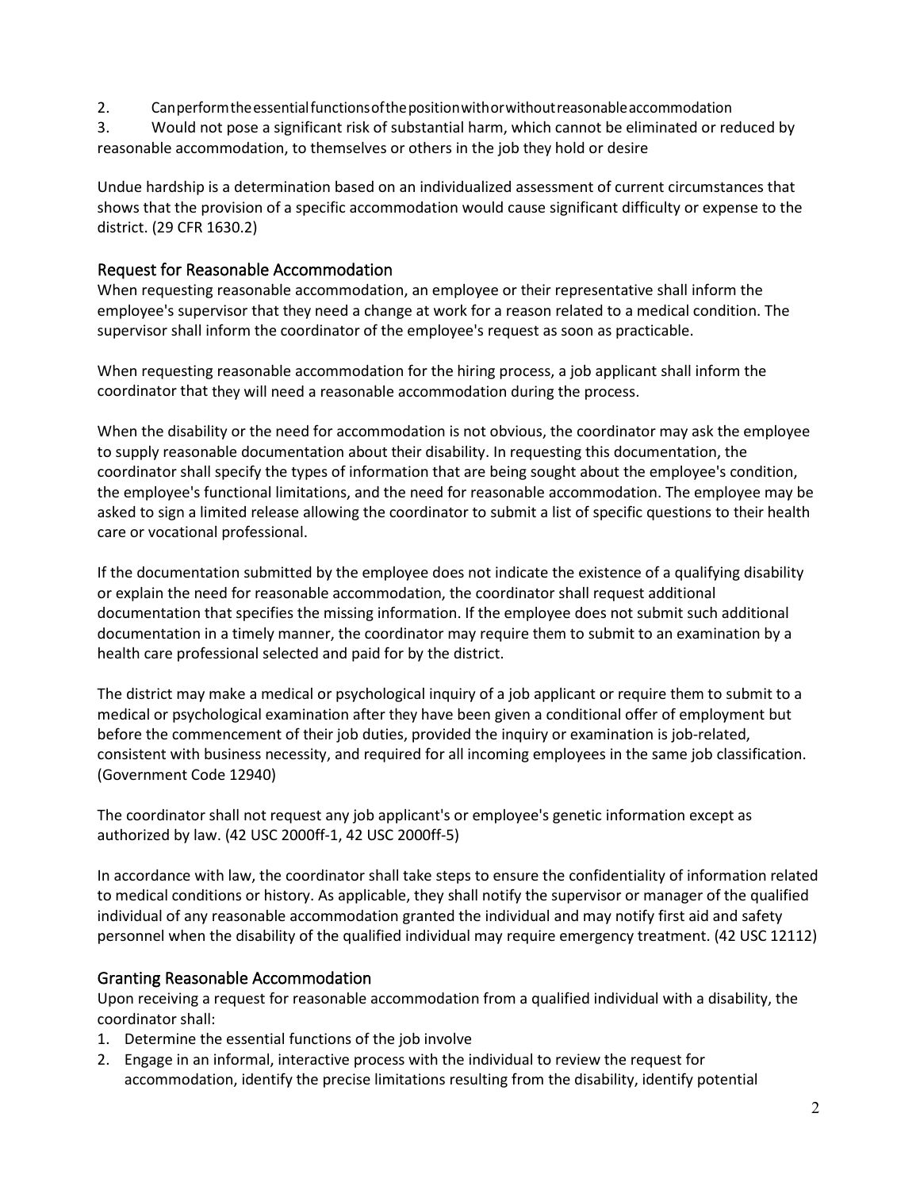2. Can perform the essential functions of the position with or without reasonable accommodation
3. Would not pose a significant risk of substantial harm, which cannot be eliminated or reduced by reasonable accommodation, to themselves or others in the job they hold or desire

Undue hardship is a determination based on an individualized assessment of current circumstances that shows that the provision of a specific accommodation would cause significant difficulty or expense to the district. (29 CFR 1630.2)

## Request for Reasonable Accommodation

When requesting reasonable accommodation, an employee or their representative shall inform the employee's supervisor that they need a change at work for a reason related to a medical condition. The supervisor shall inform the coordinator of the employee's request as soon as practicable.

When requesting reasonable accommodation for the hiring process, a job applicant shall inform the coordinator that they will need a reasonable accommodation during the process.

When the disability or the need for accommodation is not obvious, the coordinator may ask the employee to supply reasonable documentation about their disability. In requesting this documentation, the coordinator shall specify the types of information that are being sought about the employee's condition, the employee's functional limitations, and the need for reasonable accommodation. The employee may be asked to sign a limited release allowing the coordinator to submit a list of specific questions to their health care or vocational professional.

If the documentation submitted by the employee does not indicate the existence of a qualifying disability or explain the need for reasonable accommodation, the coordinator shall request additional documentation that specifies the missing information. If the employee does not submit such additional documentation in a timely manner, the coordinator may require them to submit to an examination by a health care professional selected and paid for by the district.

The district may make a medical or psychological inquiry of a job applicant or require them to submit to a medical or psychological examination after they have been given a conditional offer of employment but before the commencement of their job duties, provided the inquiry or examination is job-related, consistent with business necessity, and required for all incoming employees in the same job classification. (Government Code 12940)

The coordinator shall not request any job applicant's or employee's genetic information except as authorized by law. (42 USC 2000ff-1, 42 USC 2000ff-5)

In accordance with law, the coordinator shall take steps to ensure the confidentiality of information related to medical conditions or history. As applicable, they shall notify the supervisor or manager of the qualified individual of any reasonable accommodation granted the individual and may notify first aid and safety personnel when the disability of the qualified individual may require emergency treatment. (42 USC 12112)

## Granting Reasonable Accommodation

Upon receiving a request for reasonable accommodation from a qualified individual with a disability, the coordinator shall:

1. Determine the essential functions of the job involve
2. Engage in an informal, interactive process with the individual to review the request for accommodation, identify the precise limitations resulting from the disability, identify potential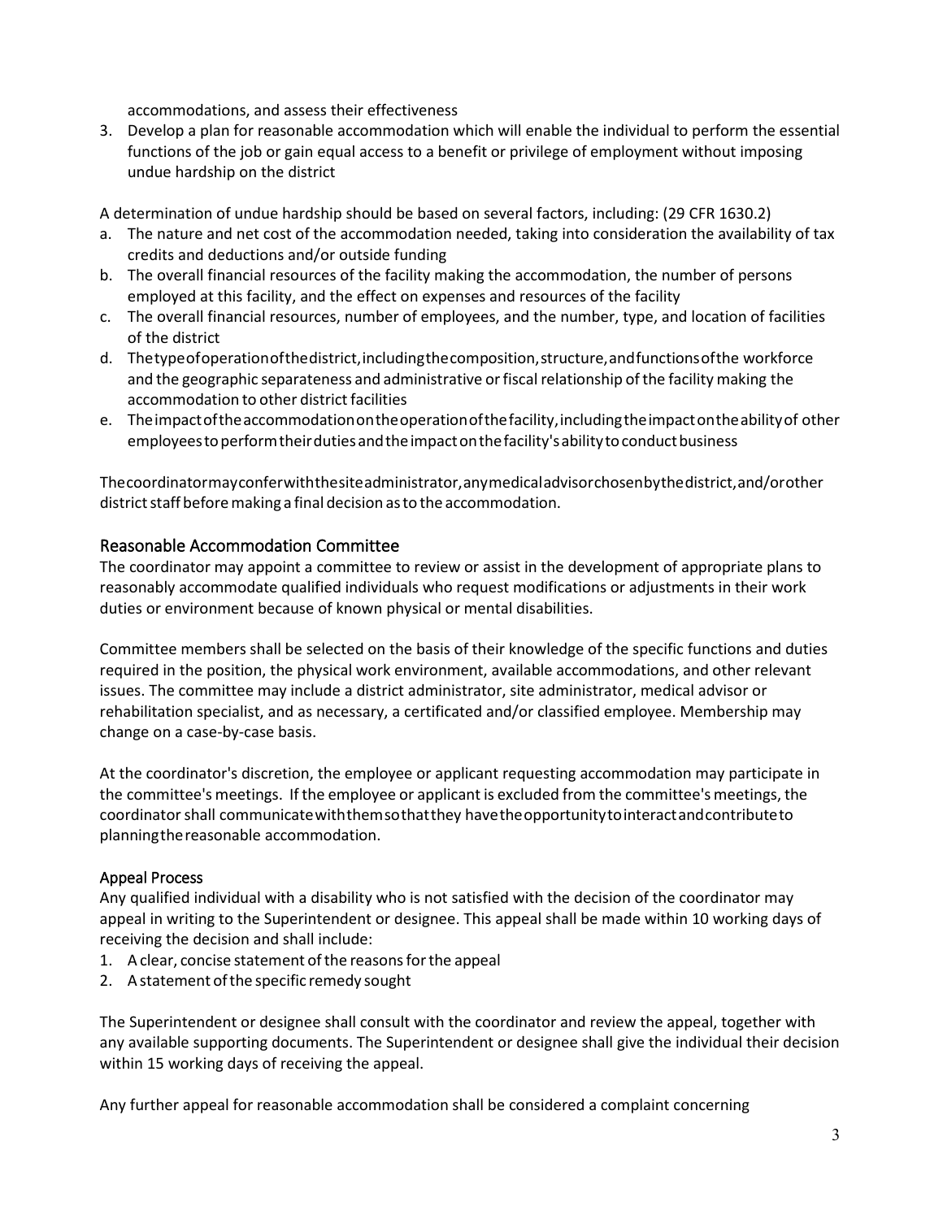accommodations, and assess their effectiveness

3. Develop a plan for reasonable accommodation which will enable the individual to perform the essential functions of the job or gain equal access to a benefit or privilege of employment without imposing undue hardship on the district

A determination of undue hardship should be based on several factors, including: (29 CFR 1630.2)

a. The nature and net cost of the accommodation needed, taking into consideration the availability of tax credits and deductions and/or outside funding
b. The overall financial resources of the facility making the accommodation, the number of persons employed at this facility, and the effect on expenses and resources of the facility
c. The overall financial resources, number of employees, and the number, type, and location of facilities of the district
d. The type of operation of the district, including the composition, structure, and functions of the workforce and the geographic separateness and administrative or fiscal relationship of the facility making the accommodation to other district facilities
e. The impact of the accommodation on the operation of the facility, including the impact on the ability of other employees to perform their duties and the impact on the facility's ability to conduct business

The coordinator may confer with the site administrator, any medical advisor chosen by the district, and/or other district staff before making a final decision as to the accommodation.

## Reasonable Accommodation Committee

The coordinator may appoint a committee to review or assist in the development of appropriate plans to reasonably accommodate qualified individuals who request modifications or adjustments in their work duties or environment because of known physical or mental disabilities.

Committee members shall be selected on the basis of their knowledge of the specific functions and duties required in the position, the physical work environment, available accommodations, and other relevant issues. The committee may include a district administrator, site administrator, medical advisor or rehabilitation specialist, and as necessary, a certificated and/or classified employee. Membership may change on a case-by-case basis.

At the coordinator's discretion, the employee or applicant requesting accommodation may participate in the committee's meetings. If the employee or applicant is excluded from the committee's meetings, the coordinator shall communicate with them so that they have the opportunity to interact and contribute to planning the reasonable accommodation.

### Appeal Process

Any qualified individual with a disability who is not satisfied with the decision of the coordinator may appeal in writing to the Superintendent or designee. This appeal shall be made within 10 working days of receiving the decision and shall include:

1. A clear, concise statement of the reasons for the appeal
2. A statement of the specific remedy sought

The Superintendent or designee shall consult with the coordinator and review the appeal, together with any available supporting documents. The Superintendent or designee shall give the individual their decision within 15 working days of receiving the appeal.

Any further appeal for reasonable accommodation shall be considered a complaint concerning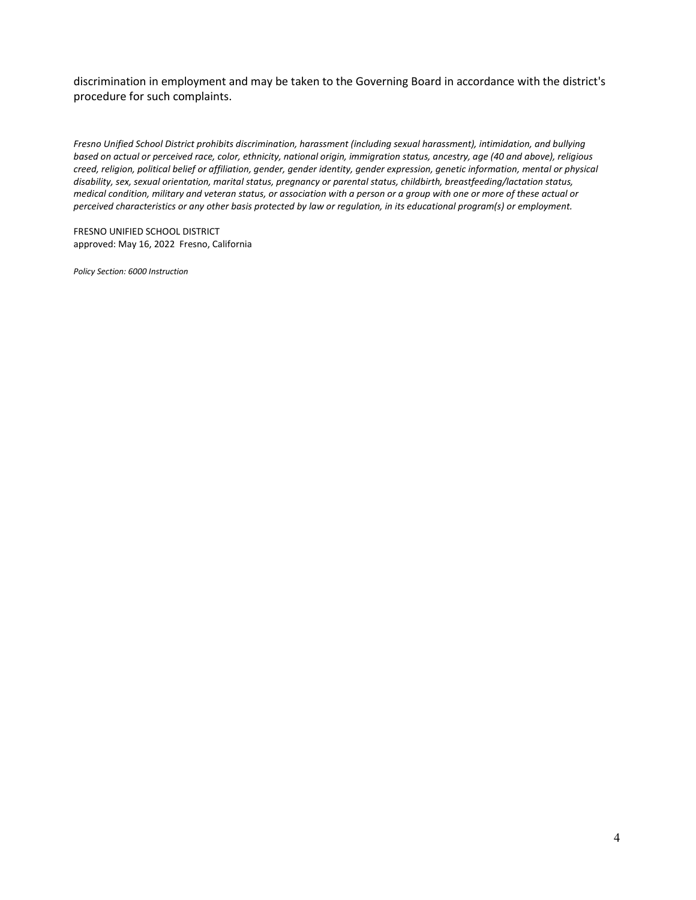discrimination in employment and may be taken to the Governing Board in accordance with the district's procedure for such complaints.

*Fresno Unified School District prohibits discrimination, harassment (including sexual harassment), intimidation, and bullying based on actual or perceived race, color, ethnicity, national origin, immigration status, ancestry, age (40 and above), religious creed, religion, political belief or affiliation, gender, gender identity, gender expression, genetic information, mental or physical disability, sex, sexual orientation, marital status, pregnancy or parental status, childbirth, breastfeeding/lactation status, medical condition, military and veteran status, or association with a person or a group with one or more of these actual or perceived characteristics or any other basis protected by law or regulation, in its educational program(s) or employment.*

FRESNO UNIFIED SCHOOL DISTRICT
approved: May 16, 2022 Fresno, California

*Policy Section: 6000 Instruction*